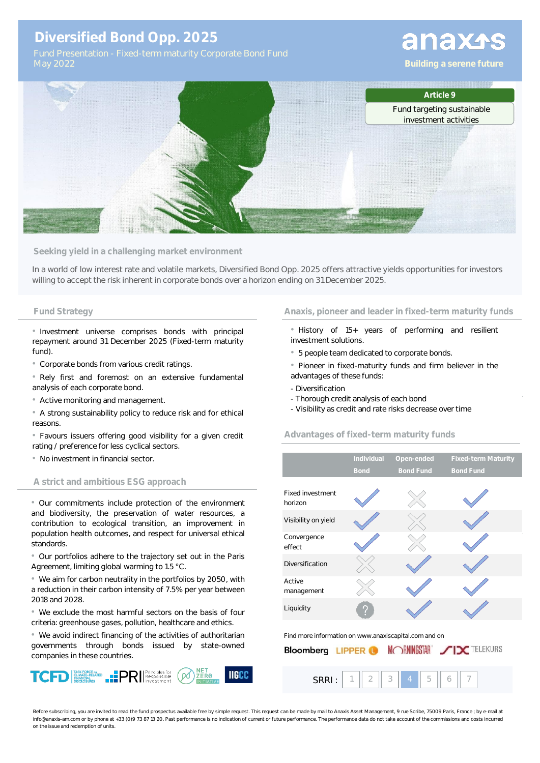# Diversified Bond Opp. 2025

Fund Presentation - Fixed-term maturity Corporate Bond Fund
May 2022

anaxis
Building a serene future

**Article 9**
Fund targeting sustainable investment activities

## Seeking yield in a challenging market environment

In a world of low interest rate and volatile markets, Diversified Bond Opp. 2025 offers attractive yields opportunities for investors willing to accept the risk inherent in corporate bonds over a horizon ending on 31 December 2025.

## Fund Strategy

- Investment universe comprises bonds with principal repayment around 31 December 2025 (Fixed-term maturity fund).
- Corporate bonds from various credit ratings.
- Rely first and foremost on an extensive fundamental analysis of each corporate bond.
- Active monitoring and management.
- A strong sustainability policy to reduce risk and for ethical reasons.
- Favours issuers offering good visibility for a given credit rating / preference for less cyclical sectors.
- No investment in financial sector.

## A strict and ambitious ESG approach

- Our commitments include protection of the environment and biodiversity, the preservation of water resources, a contribution to ecological transition, an improvement in population health outcomes, and respect for universal ethical standards.
- Our portfolios adhere to the trajectory set out in the Paris Agreement, limiting global warming to 1.5 °C.
- We aim for carbon neutrality in the portfolios by 2050, with a reduction in their carbon intensity of 7.5% per year between 2018 and 2028.
- We exclude the most harmful sectors on the basis of four criteria: greenhouse gases, pollution, healthcare and ethics.
- We avoid indirect financing of the activities of authoritarian governments through bonds issued by state-owned companies in these countries.

TCFD | PRI Principles for Responsible Investment | NET ZERO INITIATIVE | IIGCC

## Anaxis, pioneer and leader in fixed-term maturity funds

- History of 15+ years of performing and resilient investment solutions.
- 5 people team dedicated to corporate bonds.
- Pioneer in fixed-maturity funds and firm believer in the advantages of these funds:
  - Diversification
  - Thorough credit analysis of each bond
  - Visibility as credit and rate risks decrease over time

## Advantages of fixed-term maturity funds

| | Individual Bond | Open-ended Bond Fund | Fixed-term Maturity Bond Fund |
|---|---|---|---|
| Fixed investment horizon | ✓ | ✗ | ✓ |
| Visibility on yield | ✓ | ✗ | ✓ |
| Convergence effect | ✓ | ✗ | ✓ |
| Diversification | ✗ | ✓ | ✓ |
| Active management | ✗ | ✓ | ✓ |
| Liquidity | ? | ✓ | ✓ |

Find more information on www.anaxiscapital.com and on

Bloomberg | LIPPER | MORNINGSTAR | SIX TELEKURS

SRRI : 1 | 2 | 3 | **4** | 5 | 6 | 7

Before subscribing, you are invited to read the fund prospectus available free by simple request. This request can be made by mail to Anaxis Asset Management, 9 rue Scribe, 75009 Paris, France ; by e-mail at info@anaxis-am.com or by phone at +33 (0)9 73 87 13 20. Past performance is no indication of current or future performance. The performance data do not take account of the commissions and costs incurred on the issue and redemption of units.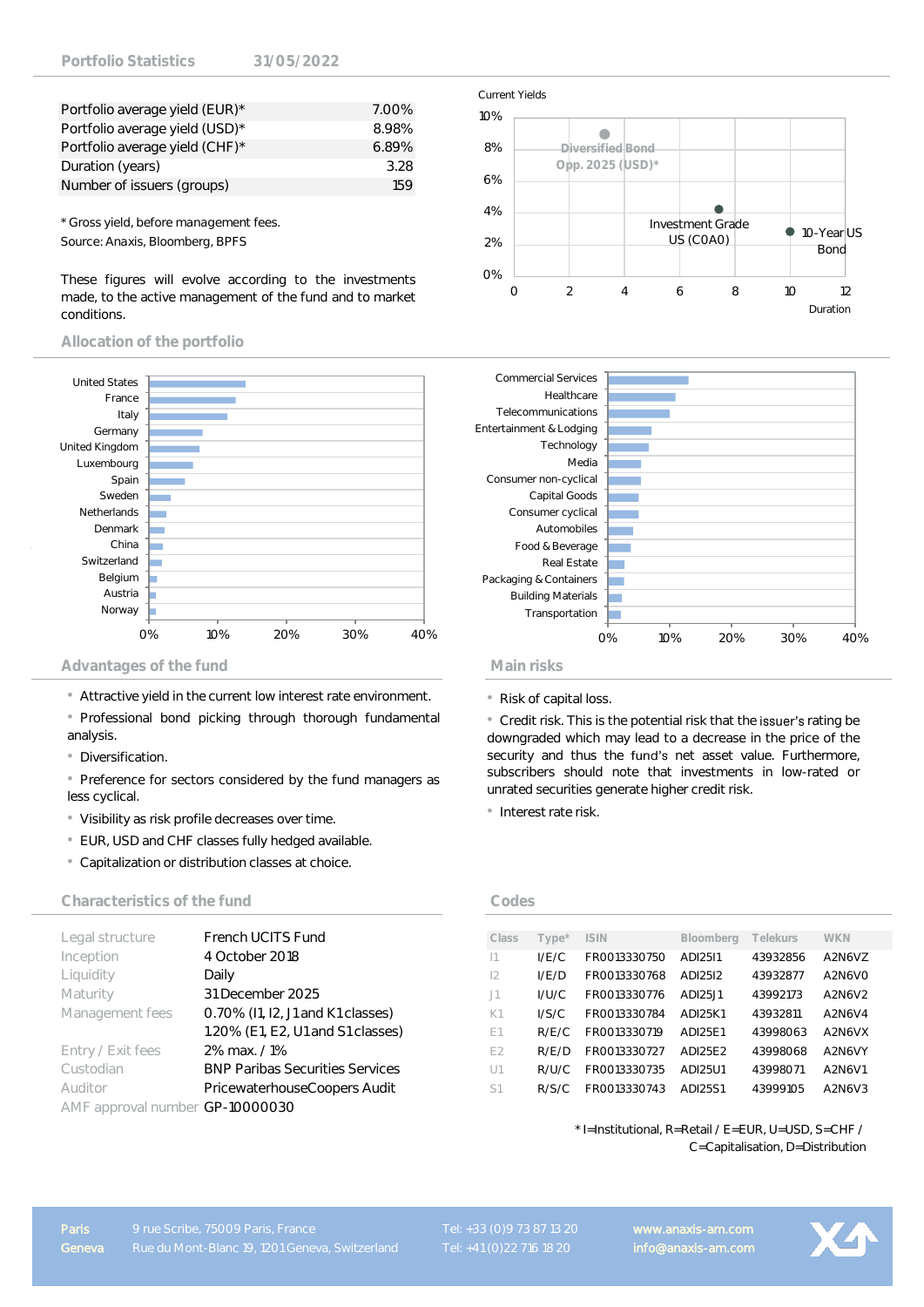## Portfolio Statistics 31/05/2022

| | |
|---|---|
| Portfolio average yield (EUR)* | 7.00% |
| Portfolio average yield (USD)* | 8.98% |
| Portfolio average yield (CHF)* | 6.89% |
| Duration (years) | 3.28 |
| Number of issuers (groups) | 159 |

\* Gross yield, before management fees.
Source: Anaxis, Bloomberg, BPFS

These figures will evolve according to the investments made, to the active management of the fund and to market conditions.

Current Yields
10%
8%
6%
4%
2%
0%
0 2 4 6 8 10 12
Duration
Diversified Bond Opp. 2025 (USD)*
Investment Grade US (C0A0)
10-Year US Bond

## Allocation of the portfolio

United States
France
Italy
Germany
United Kingdom
Luxembourg
Spain
Sweden
Netherlands
Denmark
China
Switzerland
Belgium
Austria
Norway
0% 10% 20% 30% 40%

Commercial Services
Healthcare
Telecommunications
Entertainment & Lodging
Technology
Media
Consumer non-cyclical
Capital Goods
Consumer cyclical
Automobiles
Food & Beverage
Real Estate
Packaging & Containers
Building Materials
Transportation
0% 10% 20% 30% 40%

## Advantages of the fund

- Attractive yield in the current low interest rate environment.
- Professional bond picking through thorough fundamental analysis.
- Diversification.
- Preference for sectors considered by the fund managers as less cyclical.
- Visibility as risk profile decreases over time.
- EUR, USD and CHF classes fully hedged available.
- Capitalization or distribution classes at choice.

## Main risks

- Risk of capital loss.
- Credit risk. This is the potential risk that the issuer's rating be downgraded which may lead to a decrease in the price of the security and thus the fund's net asset value. Furthermore, subscribers should note that investments in low-rated or unrated securities generate higher credit risk.
- Interest rate risk.

## Characteristics of the fund

| | |
|---|---|
| Legal structure | French UCITS Fund |
| Inception | 4 October 2018 |
| Liquidity | Daily |
| Maturity | 31 December 2025 |
| Management fees | 0.70% (I1, I2, J1 and K1 classes) |
| | 1.20% (E1, E2, U1 and S1 classes) |
| Entry / Exit fees | 2% max. / 1% |
| Custodian | BNP Paribas Securities Services |
| Auditor | PricewaterhouseCoopers Audit |
| AMF approval number | GP-10000030 |

## Codes

| Class | Type* | ISIN | Bloomberg | Telekurs | WKN |
|---|---|---|---|---|---|
| I1 | I/E/C | FR0013330750 | ADI25I1 | 43932856 | A2N6VZ |
| I2 | I/E/D | FR0013330768 | ADI25I2 | 43932877 | A2N6V0 |
| J1 | I/U/C | FR0013330776 | ADI25J1 | 43992173 | A2N6V2 |
| K1 | I/S/C | FR0013330784 | ADI25K1 | 43932811 | A2N6V4 |
| E1 | R/E/C | FR0013330719 | ADI25E1 | 43998063 | A2N6VX |
| E2 | R/E/D | FR0013330727 | ADI25E2 | 43998068 | A2N6VY |
| U1 | R/U/C | FR0013330735 | ADI25U1 | 43998071 | A2N6V1 |
| S1 | R/S/C | FR0013330743 | ADI25S1 | 43999105 | A2N6V3 |

\* I=Institutional, R=Retail / E=EUR, U=USD, S=CHF / C=Capitalisation, D=Distribution

**Paris** 9 rue Scribe, 75009 Paris, France Tel: +33 (0)9 73 87 13 20 www.anaxis-am.com
**Geneva** Rue du Mont-Blanc 19, 1201 Geneva, Switzerland Tel: +41 (0)22 716 18 20 info@anaxis-am.com